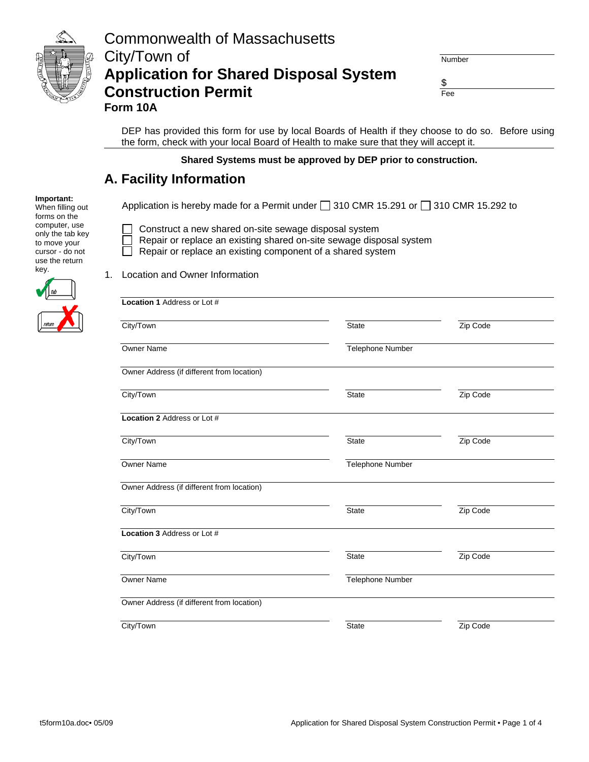Commonwealth of Massachusetts
City/Town of

# Application for Shared Disposal System Construction Permit

**Form 10A**

Number

$
Fee

DEP has provided this form for use by local Boards of Health if they choose to do so. Before using the form, check with your local Board of Health to make sure that they will accept it.

**Shared Systems must be approved by DEP prior to construction.**

## A. Facility Information

**Important:** When filling out forms on the computer, use only the tab key to move your cursor - do not use the return key.

Application is hereby made for a Permit under ☐ 310 CMR 15.291 or ☐ 310 CMR 15.292 to

☐ Construct a new shared on-site sewage disposal system
☐ Repair or replace an existing shared on-site sewage disposal system
☐ Repair or replace an existing component of a shared system

1. Location and Owner Information

**Location 1** Address or Lot #

City/Town | State | Zip Code

Owner Name | Telephone Number

Owner Address (if different from location)

City/Town | State | Zip Code

**Location 2** Address or Lot #

City/Town | State | Zip Code

Owner Name | Telephone Number

Owner Address (if different from location)

City/Town | State | Zip Code

**Location 3** Address or Lot #

City/Town | State | Zip Code

Owner Name | Telephone Number

Owner Address (if different from location)

City/Town | State | Zip Code

t5form10a.doc• 05/09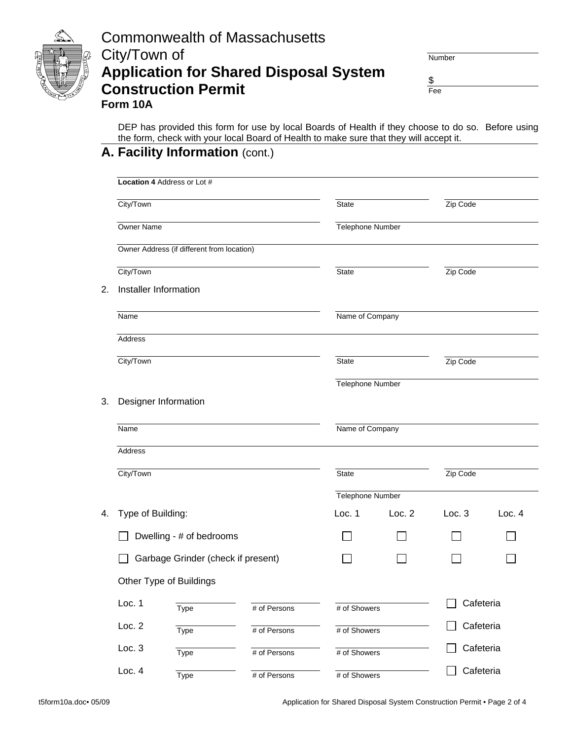Commonwealth of Massachusetts
City/Town of

# Application for Shared Disposal System Construction Permit

**Form 10A**

Number: ____________

$ ____________
Fee

DEP has provided this form for use by local Boards of Health if they choose to do so. Before using the form, check with your local Board of Health to make sure that they will accept it.

## A. Facility Information (cont.)

**Location 4** Address or Lot # ____________

City/Town ____________ State ____________ Zip Code ____________

Owner Name ____________ Telephone Number ____________

Owner Address (if different from location) ____________

City/Town ____________ State ____________ Zip Code ____________

2. Installer Information

Name ____________ Name of Company ____________

Address ____________

City/Town ____________ State ____________ Zip Code ____________

Telephone Number ____________

3. Designer Information

Name ____________ Name of Company ____________

Address ____________

City/Town ____________ State ____________ Zip Code ____________

Telephone Number ____________

4. Type of Building:

| | Loc. 1 | Loc. 2 | Loc. 3 | Loc. 4 |
|---|---|---|---|---|
| ☐ Dwelling - # of bedrooms | ☐ | ☐ | ☐ | ☐ |
| ☐ Garbage Grinder (check if present) | ☐ | ☐ | ☐ | ☐ |

Other Type of Buildings

| | Type | # of Persons | # of Showers | Cafeteria |
|---|---|---|---|---|
| Loc. 1 | | | | ☐ Cafeteria |
| Loc. 2 | | | | ☐ Cafeteria |
| Loc. 3 | | | | ☐ Cafeteria |
| Loc. 4 | | | | ☐ Cafeteria |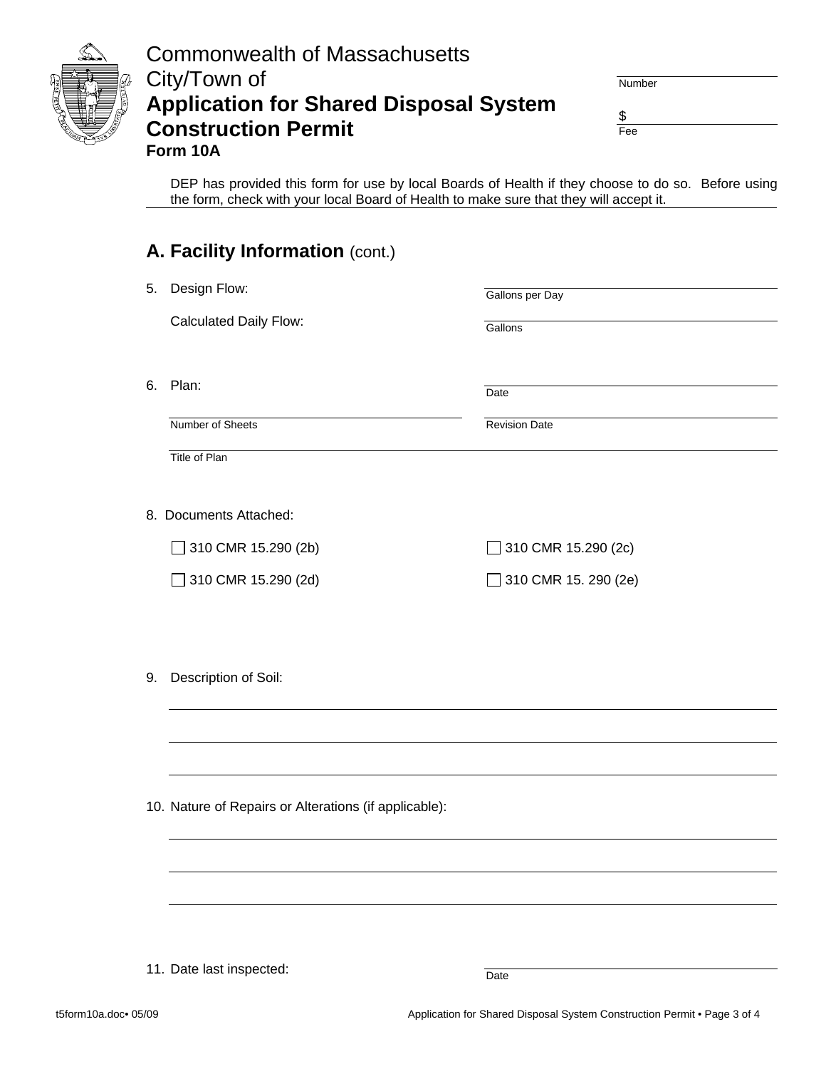Commonwealth of Massachusetts
City/Town of

# Application for Shared Disposal System Construction Permit

**Form 10A**

Number

$
Fee

DEP has provided this form for use by local Boards of Health if they choose to do so. Before using the form, check with your local Board of Health to make sure that they will accept it.

## A. Facility Information (cont.)

5. Design Flow: ____________ Gallons per Day

   Calculated Daily Flow: ____________ Gallons

6. Plan: ____________ Date

   ____________ Number of Sheets

   ____________ Revision Date

   ____________ Title of Plan

8. Documents Attached:

   ☐ 310 CMR 15.290 (2b)

   ☐ 310 CMR 15.290 (2c)

   ☐ 310 CMR 15.290 (2d)

   ☐ 310 CMR 15. 290 (2e)

9. Description of Soil:

10. Nature of Repairs or Alterations (if applicable):

11. Date last inspected: ____________ Date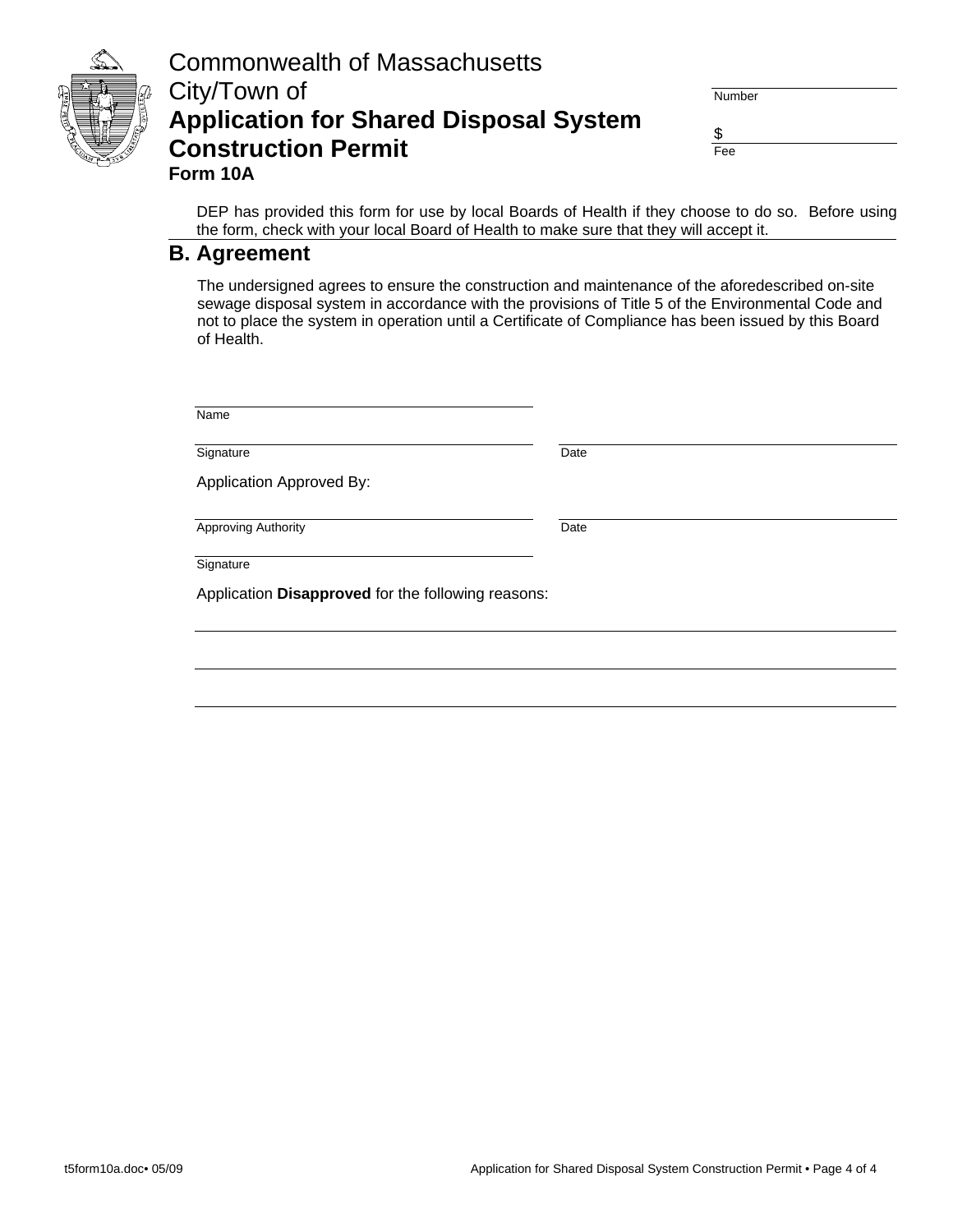Commonwealth of Massachusetts
City/Town of

# Application for Shared Disposal System Construction Permit

**Form 10A**

Number

$
Fee

DEP has provided this form for use by local Boards of Health if they choose to do so. Before using the form, check with your local Board of Health to make sure that they will accept it.

## B. Agreement

The undersigned agrees to ensure the construction and maintenance of the aforedescribed on-site sewage disposal system in accordance with the provisions of Title 5 of the Environmental Code and not to place the system in operation until a Certificate of Compliance has been issued by this Board of Health.

Name

Signature

Date

Application Approved By:

Approving Authority

Date

Signature

Application **Disapproved** for the following reasons: